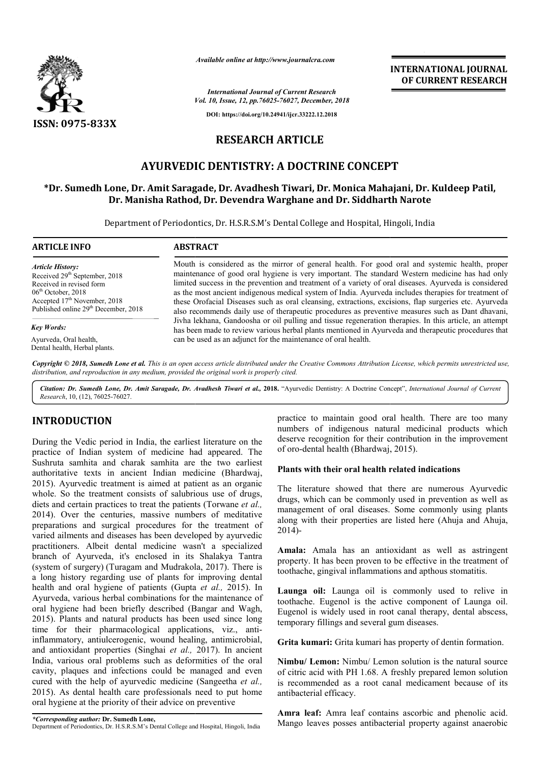*Available online at http://www.journalcra.com*

*International Journal of Current Research*
*Vol. 10, Issue, 12, pp.76025-76027, December, 2018*

**DOI: https://doi.org/10.24941/ijcr.33222.12.2018**

**ISSN: 0975-833X**

**INTERNATIONAL JOURNAL OF CURRENT RESEARCH**

# RESEARCH ARTICLE

# AYURVEDIC DENTISTRY: A DOCTRINE CONCEPT

**\*Dr. Sumedh Lone, Dr. Amit Saragade, Dr. Avadhesh Tiwari, Dr. Monica Mahajani, Dr. Kuldeep Patil, Dr. Manisha Rathod, Dr. Devendra Warghane and Dr. Siddharth Narote**

Department of Periodontics, Dr. H.S.R.S.M's Dental College and Hospital, Hingoli, India

**ARTICLE INFO**

*Article History:*
Received 29th September, 2018
Received in revised form
06th October, 2018
Accepted 17th November, 2018
Published online 29th December, 2018

*Key Words:*
Ayurveda, Oral health, Dental health, Herbal plants.

**ABSTRACT**

Mouth is considered as the mirror of general health. For good oral and systemic health, proper maintenance of good oral hygiene is very important. The standard Western medicine has had only limited success in the prevention and treatment of a variety of oral diseases. Ayurveda is considered as the most ancient indigenous medical system of India. Ayurveda includes therapies for treatment of these Orofacial Diseases such as oral cleansing, extractions, excisions, flap surgeries etc. Ayurveda also recommends daily use of therapeutic procedures as preventive measures such as Dant dhavani, Jivha lekhana, Gandoosha or oil pulling and tissue regeneration therapies. In this article, an attempt has been made to review various herbal plants mentioned in Ayurveda and therapeutic procedures that can be used as an adjunct for the maintenance of oral health.

*Copyright © 2018, Sumedh Lone et al. This is an open access article distributed under the Creative Commons Attribution License, which permits unrestricted use, distribution, and reproduction in any medium, provided the original work is properly cited.*

*Citation: Dr. Sumedh Lone, Dr. Amit Saragade, Dr. Avadhesh Tiwari et al.,* **2018.** "Ayurvedic Dentistry: A Doctrine Concept", *International Journal of Current Research*, 10, (12), 76025-76027.

## INTRODUCTION

During the Vedic period in India, the earliest literature on the practice of Indian system of medicine had appeared. The Sushruta samhita and charak samhita are the two earliest authoritative texts in ancient Indian medicine (Bhardwaj, 2015). Ayurvedic treatment is aimed at patient as an organic whole. So the treatment consists of salubrious use of drugs, diets and certain practices to treat the patients (Torwane *et al.,* 2014). Over the centuries, massive numbers of meditative preparations and surgical procedures for the treatment of varied ailments and diseases has been developed by ayurvedic practitioners. Albeit dental medicine wasn't a specialized branch of Ayurveda, it's enclosed in its Shalakya Tantra (system of surgery) (Turagam and Mudrakola, 2017). There is a long history regarding use of plants for improving dental health and oral hygiene of patients (Gupta *et al.,* 2015). In Ayurveda, various herbal combinations for the maintenance of oral hygiene had been briefly described (Bangar and Wagh, 2015). Plants and natural products has been used since long time for their pharmacological applications, viz., anti-inflammatory, antiulcerogenic, wound healing, antimicrobial, and antioxidant properties (Singhai *et al.,* 2017). In ancient India, various oral problems such as deformities of the oral cavity, plaques and infections could be managed and even cured with the help of ayurvedic medicine (Sangeetha *et al.,* 2015). As dental health care professionals need to put home oral hygiene at the priority of their advice on preventive practice to maintain good oral health. There are too many numbers of indigenous natural medicinal products which deserve recognition for their contribution in the improvement of oro-dental health (Bhardwaj, 2015).

### Plants with their oral health related indications

The literature showed that there are numerous Ayurvedic drugs, which can be commonly used in prevention as well as management of oral diseases. Some commonly using plants along with their properties are listed here (Ahuja and Ahuja, 2014)-

**Amala:** Amala has an antioxidant as well as astringent property. It has been proven to be effective in the treatment of toothache, gingival inflammations and apthous stomatitis.

**Launga oil:** Launga oil is commonly used to relive in toothache. Eugenol is the active component of Launga oil. Eugenol is widely used in root canal therapy, dental abscess, temporary fillings and several gum diseases.

**Grita kumari:** Grita kumari has property of dentin formation.

**Nimbu/ Lemon:** Nimbu/ Lemon solution is the natural source of citric acid with PH 1.68. A freshly prepared lemon solution is recommended as a root canal medicament because of its antibacterial efficacy.

**Amra leaf:** Amra leaf contains ascorbic and phenolic acid. Mango leaves posses antibacterial property against anaerobic

*\*Corresponding author:* **Dr. Sumedh Lone,**
Department of Periodontics, Dr. H.S.R.S.M's Dental College and Hospital, Hingoli, India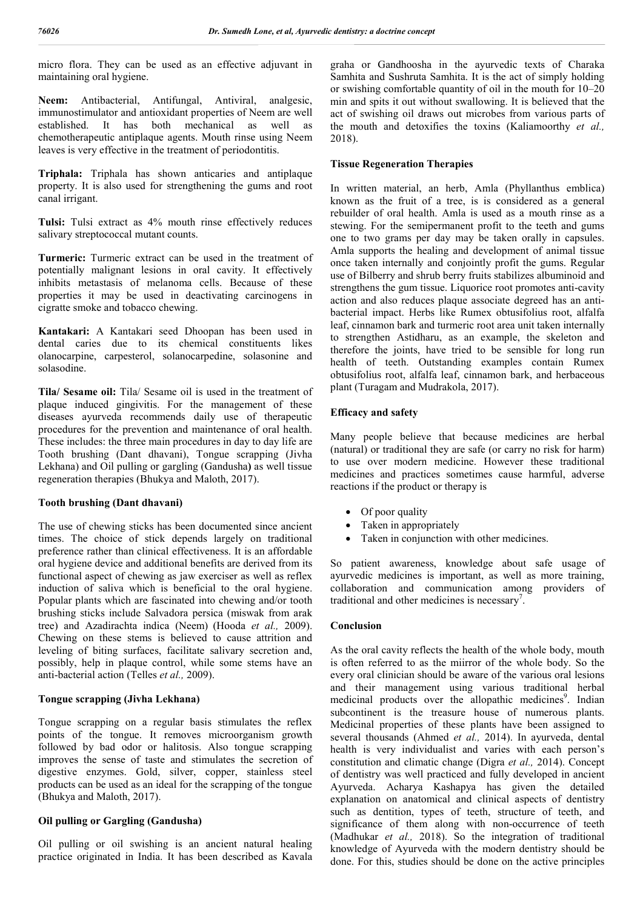micro flora. They can be used as an effective adjuvant in maintaining oral hygiene.

**Neem:** Antibacterial, Antifungal, Antiviral, analgesic, immunostimulator and antioxidant properties of Neem are well established. It has both mechanical as well as chemotherapeutic antiplaque agents. Mouth rinse using Neem leaves is very effective in the treatment of periodontitis.

**Triphala:** Triphala has shown anticaries and antiplaque property. It is also used for strengthening the gums and root canal irrigant.

**Tulsi:** Tulsi extract as 4% mouth rinse effectively reduces salivary streptococcal mutant counts.

**Turmeric:** Turmeric extract can be used in the treatment of potentially malignant lesions in oral cavity. It effectively inhibits metastasis of melanoma cells. Because of these properties it may be used in deactivating carcinogens in cigratte smoke and tobacco chewing.

**Kantakari:** A Kantakari seed Dhoopan has been used in dental caries due to its chemical constituents likes olanocarpine, carpesterol, solanocarpedine, solasonine and solasodine.

**Tila/ Sesame oil:** Tila/ Sesame oil is used in the treatment of plaque induced gingivitis. For the management of these diseases ayurveda recommends daily use of therapeutic procedures for the prevention and maintenance of oral health. These includes: the three main procedures in day to day life are Tooth brushing (Dant dhavani), Tongue scrapping (Jivha Lekhana) and Oil pulling or gargling (Gandusha**)** as well tissue regeneration therapies (Bhukya and Maloth, 2017).

### Tooth brushing (Dant dhavani)

The use of chewing sticks has been documented since ancient times. The choice of stick depends largely on traditional preference rather than clinical effectiveness. It is an affordable oral hygiene device and additional benefits are derived from its functional aspect of chewing as jaw exerciser as well as reflex induction of saliva which is beneficial to the oral hygiene. Popular plants which are fascinated into chewing and/or tooth brushing sticks include Salvadora persica (miswak from arak tree) and Azadirachta indica (Neem) (Hooda *et al.,* 2009). Chewing on these stems is believed to cause attrition and leveling of biting surfaces, facilitate salivary secretion and, possibly, help in plaque control, while some stems have an anti-bacterial action (Telles *et al.,* 2009).

### Tongue scrapping (Jivha Lekhana)

Tongue scrapping on a regular basis stimulates the reflex points of the tongue. It removes microorganism growth followed by bad odor or halitosis. Also tongue scrapping improves the sense of taste and stimulates the secretion of digestive enzymes. Gold, silver, copper, stainless steel products can be used as an ideal for the scrapping of the tongue (Bhukya and Maloth, 2017).

### Oil pulling or Gargling (Gandusha)

Oil pulling or oil swishing is an ancient natural healing practice originated in India. It has been described as Kavala graha or Gandhoosha in the ayurvedic texts of Charaka Samhita and Sushruta Samhita. It is the act of simply holding or swishing comfortable quantity of oil in the mouth for 10–20 min and spits it out without swallowing. It is believed that the act of swishing oil draws out microbes from various parts of the mouth and detoxifies the toxins (Kaliamoorthy *et al.,* 2018).

### Tissue Regeneration Therapies

In written material, an herb, Amla (Phyllanthus emblica) known as the fruit of a tree, is considered as a general rebuilder of oral health. Amla is used as a mouth rinse as a stewing. For the semipermanent profit to the teeth and gums one to two grams per day may be taken orally in capsules. Amla supports the healing and development of animal tissue once taken internally and conjointly profit the gums. Regular use of Bilberry and shrub berry fruits stabilizes albuminoid and strengthens the gum tissue. Liquorice root promotes anti-cavity action and also reduces plaque associate degreed has an anti-bacterial impact. Herbs like Rumex obtusifolius root, alfalfa leaf, cinnamon bark and turmeric root area unit taken internally to strengthen Astidharu, as an example, the skeleton and therefore the joints, have tried to be sensible for long run health of teeth. Outstanding examples contain Rumex obtusifolius root, alfalfa leaf, cinnamon bark, and herbaceous plant (Turagam and Mudrakola, 2017).

### Efficacy and safety

Many people believe that because medicines are herbal (natural) or traditional they are safe (or carry no risk for harm) to use over modern medicine. However these traditional medicines and practices sometimes cause harmful, adverse reactions if the product or therapy is

- Of poor quality
- Taken in appropriately
- Taken in conjunction with other medicines.

So patient awareness, knowledge about safe usage of ayurvedic medicines is important, as well as more training, collaboration and communication among providers of traditional and other medicines is necessary[7].

### Conclusion

As the oral cavity reflects the health of the whole body, mouth is often referred to as the miirror of the whole body. So the every oral clinician should be aware of the various oral lesions and their management using various traditional herbal medicinal products over the allopathic medicines[9]. Indian subcontinent is the treasure house of numerous plants. Medicinal properties of these plants have been assigned to several thousands (Ahmed *et al.,* 2014). In ayurveda, dental health is very individualist and varies with each person's constitution and climatic change (Digra *et al.,* 2014). Concept of dentistry was well practiced and fully developed in ancient Ayurveda. Acharya Kashapya has given the detailed explanation on anatomical and clinical aspects of dentistry such as dentition, types of teeth, structure of teeth, and significance of them along with non-occurrence of teeth (Madhukar *et al.,* 2018). So the integration of traditional knowledge of Ayurveda with the modern dentistry should be done. For this, studies should be done on the active principles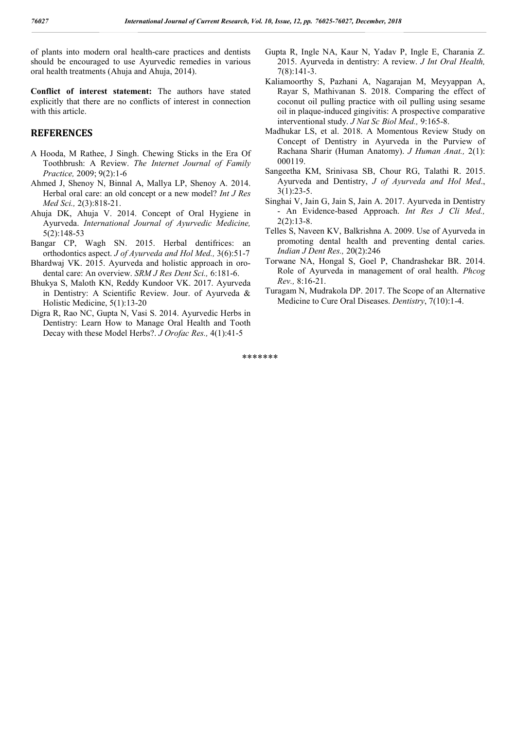of plants into modern oral health-care practices and dentists should be encouraged to use Ayurvedic remedies in various oral health treatments (Ahuja and Ahuja, 2014).

**Conflict of interest statement:** The authors have stated explicitly that there are no conflicts of interest in connection with this article.

## REFERENCES

A Hooda, M Rathee, J Singh. Chewing Sticks in the Era Of Toothbrush: A Review. *The Internet Journal of Family Practice,* 2009; 9(2):1-6

Ahmed J, Shenoy N, Binnal A, Mallya LP, Shenoy A. 2014. Herbal oral care: an old concept or a new model? *Int J Res Med Sci.,* 2(3):818-21.

Ahuja DK, Ahuja V. 2014. Concept of Oral Hygiene in Ayurveda. *International Journal of Ayurvedic Medicine,* 5(2):148-53

Bangar CP, Wagh SN. 2015. Herbal dentifrices: an orthodontics aspect. *J of Ayurveda and Hol Med.,* 3(6):51-7

Bhardwaj VK. 2015. Ayurveda and holistic approach in oro-dental care: An overview. *SRM J Res Dent Sci.,* 6:181-6.

Bhukya S, Maloth KN, Reddy Kundoor VK. 2017. Ayurveda in Dentistry: A Scientific Review. Jour. of Ayurveda & Holistic Medicine, 5(1):13-20

Digra R, Rao NC, Gupta N, Vasi S. 2014. Ayurvedic Herbs in Dentistry: Learn How to Manage Oral Health and Tooth Decay with these Model Herbs?. *J Orofac Res.,* 4(1):41-5

Gupta R, Ingle NA, Kaur N, Yadav P, Ingle E, Charania Z. 2015. Ayurveda in dentistry: A review. *J Int Oral Health,* 7(8):141-3.

Kaliamoorthy S, Pazhani A, Nagarajan M, Meyyappan A, Rayar S, Mathivanan S. 2018. Comparing the effect of coconut oil pulling practice with oil pulling using sesame oil in plaque-induced gingivitis: A prospective comparative interventional study. *J Nat Sc Biol Med.,* 9:165-8.

Madhukar LS, et al. 2018. A Momentous Review Study on Concept of Dentistry in Ayurveda in the Purview of Rachana Sharir (Human Anatomy). *J Human Anat.,* 2(1): 000119.

Sangeetha KM, Srinivasa SB, Chour RG, Talathi R. 2015. Ayurveda and Dentistry, *J of Ayurveda and Hol Med*., 3(1):23-5.

Singhai V, Jain G, Jain S, Jain A. 2017. Ayurveda in Dentistry - An Evidence-based Approach. *Int Res J Cli Med.,* 2(2):13-8.

Telles S, Naveen KV, Balkrishna A. 2009. Use of Ayurveda in promoting dental health and preventing dental caries. *Indian J Dent Res.,* 20(2):246

Torwane NA, Hongal S, Goel P, Chandrashekar BR. 2014. Role of Ayurveda in management of oral health. *Phcog Rev.,* 8:16-21.

Turagam N, Mudrakola DP. 2017. The Scope of an Alternative Medicine to Cure Oral Diseases. *Dentistry*, 7(10):1-4.

*******